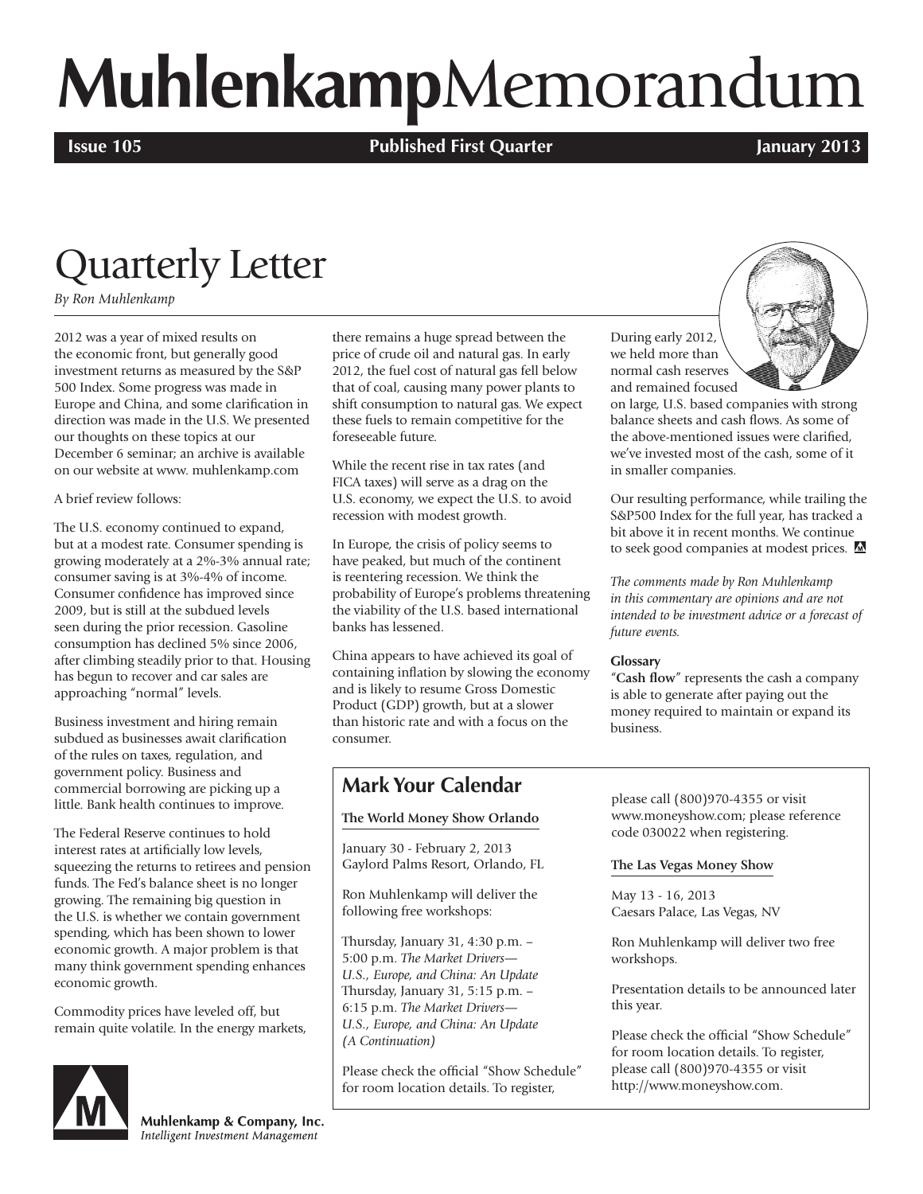# MuhlenkampMemorandum

**Issue 105** **Published First Quarter** **January 2013**

## Quarterly Letter

*By Ron Muhlenkamp*

2012 was a year of mixed results on the economic front, but generally good investment returns as measured by the S&P 500 Index. Some progress was made in Europe and China, and some clarification in direction was made in the U.S. We presented our thoughts on these topics at our December 6 seminar; an archive is available on our website at www. muhlenkamp.com

A brief review follows:

The U.S. economy continued to expand, but at a modest rate. Consumer spending is growing moderately at a 2%-3% annual rate; consumer saving is at 3%-4% of income. Consumer confidence has improved since 2009, but is still at the subdued levels seen during the prior recession. Gasoline consumption has declined 5% since 2006, after climbing steadily prior to that. Housing has begun to recover and car sales are approaching "normal" levels.

Business investment and hiring remain subdued as businesses await clarification of the rules on taxes, regulation, and government policy. Business and commercial borrowing are picking up a little. Bank health continues to improve.

The Federal Reserve continues to hold interest rates at artificially low levels, squeezing the returns to retirees and pension funds. The Fed's balance sheet is no longer growing. The remaining big question in the U.S. is whether we contain government spending, which has been shown to lower economic growth. A major problem is that many think government spending enhances economic growth.

Commodity prices have leveled off, but remain quite volatile. In the energy markets, there remains a huge spread between the price of crude oil and natural gas. In early 2012, the fuel cost of natural gas fell below that of coal, causing many power plants to shift consumption to natural gas. We expect these fuels to remain competitive for the foreseeable future.

While the recent rise in tax rates (and FICA taxes) will serve as a drag on the U.S. economy, we expect the U.S. to avoid recession with modest growth.

In Europe, the crisis of policy seems to have peaked, but much of the continent is reentering recession. We think the probability of Europe's problems threatening the viability of the U.S. based international banks has lessened.

China appears to have achieved its goal of containing inflation by slowing the economy and is likely to resume Gross Domestic Product (GDP) growth, but at a slower than historic rate and with a focus on the consumer.

During early 2012, we held more than normal cash reserves and remained focused on large, U.S. based companies with strong balance sheets and cash flows. As some of the above-mentioned issues were clarified, we've invested most of the cash, some of it in smaller companies.

Our resulting performance, while trailing the S&P500 Index for the full year, has tracked a bit above it in recent months. We continue to seek good companies at modest prices.

*The comments made by Ron Muhlenkamp in this commentary are opinions and are not intended to be investment advice or a forecast of future events.*

**Glossary**

"**Cash flow**" represents the cash a company is able to generate after paying out the money required to maintain or expand its business.

## Mark Your Calendar

**The World Money Show Orlando**

January 30 - February 2, 2013
Gaylord Palms Resort, Orlando, FL

Ron Muhlenkamp will deliver the following free workshops:

Thursday, January 31, 4:30 p.m. – 5:00 p.m. *The Market Drivers— U.S., Europe, and China: An Update*
Thursday, January 31, 5:15 p.m. – 6:15 p.m. *The Market Drivers— U.S., Europe, and China: An Update (A Continuation)*

Please check the official "Show Schedule" for room location details. To register, please call (800)970-4355 or visit www.moneyshow.com; please reference code 030022 when registering.

**The Las Vegas Money Show**

May 13 - 16, 2013
Caesars Palace, Las Vegas, NV

Ron Muhlenkamp will deliver two free workshops.

Presentation details to be announced later this year.

Please check the official "Show Schedule" for room location details. To register, please call (800)970-4355 or visit http://www.moneyshow.com.

Muhlenkamp & Company, Inc.
*Intelligent Investment Management*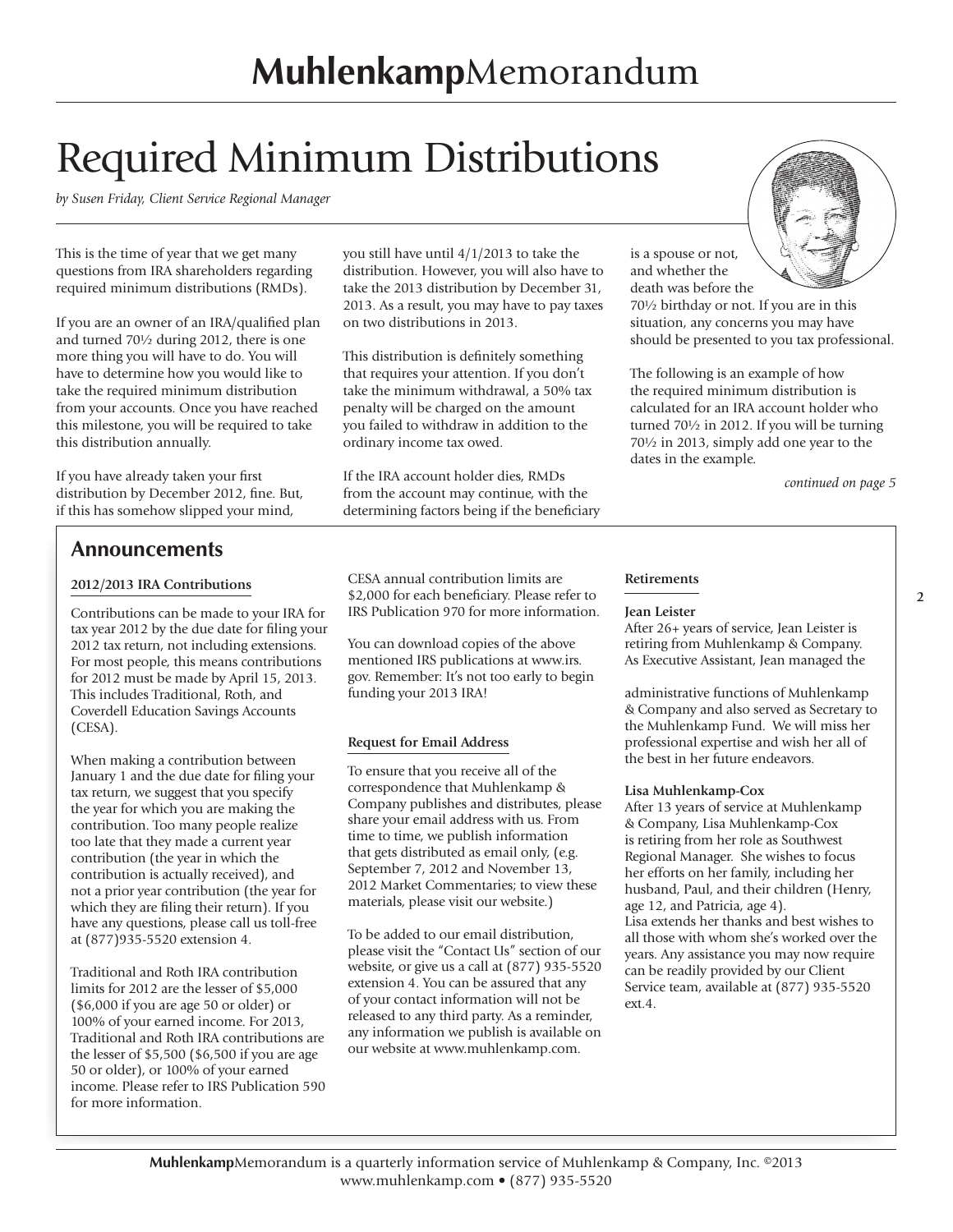# MuhlenkampMemorandum

# Required Minimum Distributions

*by Susen Friday, Client Service Regional Manager*

This is the time of year that we get many questions from IRA shareholders regarding required minimum distributions (RMDs).

If you are an owner of an IRA/qualified plan and turned 70½ during 2012, there is one more thing you will have to do. You will have to determine how you would like to take the required minimum distribution from your accounts. Once you have reached this milestone, you will be required to take this distribution annually.

If you have already taken your first distribution by December 2012, fine. But, if this has somehow slipped your mind, you still have until 4/1/2013 to take the distribution. However, you will also have to take the 2013 distribution by December 31, 2013. As a result, you may have to pay taxes on two distributions in 2013.

This distribution is definitely something that requires your attention. If you don't take the minimum withdrawal, a 50% tax penalty will be charged on the amount you failed to withdraw in addition to the ordinary income tax owed.

If the IRA account holder dies, RMDs from the account may continue, with the determining factors being if the beneficiary is a spouse or not, and whether the death was before the 70½ birthday or not. If you are in this situation, any concerns you may have should be presented to you tax professional.

The following is an example of how the required minimum distribution is calculated for an IRA account holder who turned 70½ in 2012. If you will be turning 70½ in 2013, simply add one year to the dates in the example.

*continued on page 5*

## Announcements

### 2012/2013 IRA Contributions

Contributions can be made to your IRA for tax year 2012 by the due date for filing your 2012 tax return, not including extensions. For most people, this means contributions for 2012 must be made by April 15, 2013. This includes Traditional, Roth, and Coverdell Education Savings Accounts (CESA).

When making a contribution between January 1 and the due date for filing your tax return, we suggest that you specify the year for which you are making the contribution. Too many people realize too late that they made a current year contribution (the year in which the contribution is actually received), and not a prior year contribution (the year for which they are filing their return). If you have any questions, please call us toll-free at (877)935-5520 extension 4.

Traditional and Roth IRA contribution limits for 2012 are the lesser of $5,000 ($6,000 if you are age 50 or older) or 100% of your earned income. For 2013, Traditional and Roth IRA contributions are the lesser of $5,500 ($6,500 if you are age 50 or older), or 100% of your earned income. Please refer to IRS Publication 590 for more information.

CESA annual contribution limits are $2,000 for each beneficiary. Please refer to IRS Publication 970 for more information.

You can download copies of the above mentioned IRS publications at www.irs.gov. Remember: It's not too early to begin funding your 2013 IRA!

### Request for Email Address

To ensure that you receive all of the correspondence that Muhlenkamp & Company publishes and distributes, please share your email address with us. From time to time, we publish information that gets distributed as email only, (e.g. September 7, 2012 and November 13, 2012 Market Commentaries; to view these materials, please visit our website.)

To be added to our email distribution, please visit the "Contact Us" section of our website, or give us a call at (877) 935-5520 extension 4. You can be assured that any of your contact information will not be released to any third party. As a reminder, any information we publish is available on our website at www.muhlenkamp.com.

### Retirements

**Jean Leister**

After 26+ years of service, Jean Leister is retiring from Muhlenkamp & Company. As Executive Assistant, Jean managed the administrative functions of Muhlenkamp & Company and also served as Secretary to the Muhlenkamp Fund. We will miss her professional expertise and wish her all of the best in her future endeavors.

**Lisa Muhlenkamp-Cox**

After 13 years of service at Muhlenkamp & Company, Lisa Muhlenkamp-Cox is retiring from her role as Southwest Regional Manager. She wishes to focus her efforts on her family, including her husband, Paul, and their children (Henry, age 12, and Patricia, age 4). Lisa extends her thanks and best wishes to all those with whom she's worked over the years. Any assistance you may now require can be readily provided by our Client Service team, available at (877) 935-5520 ext.4.

**Muhlenkamp**Memorandum is a quarterly information service of Muhlenkamp & Company, Inc. ©2013
www.muhlenkamp.com • (877) 935-5520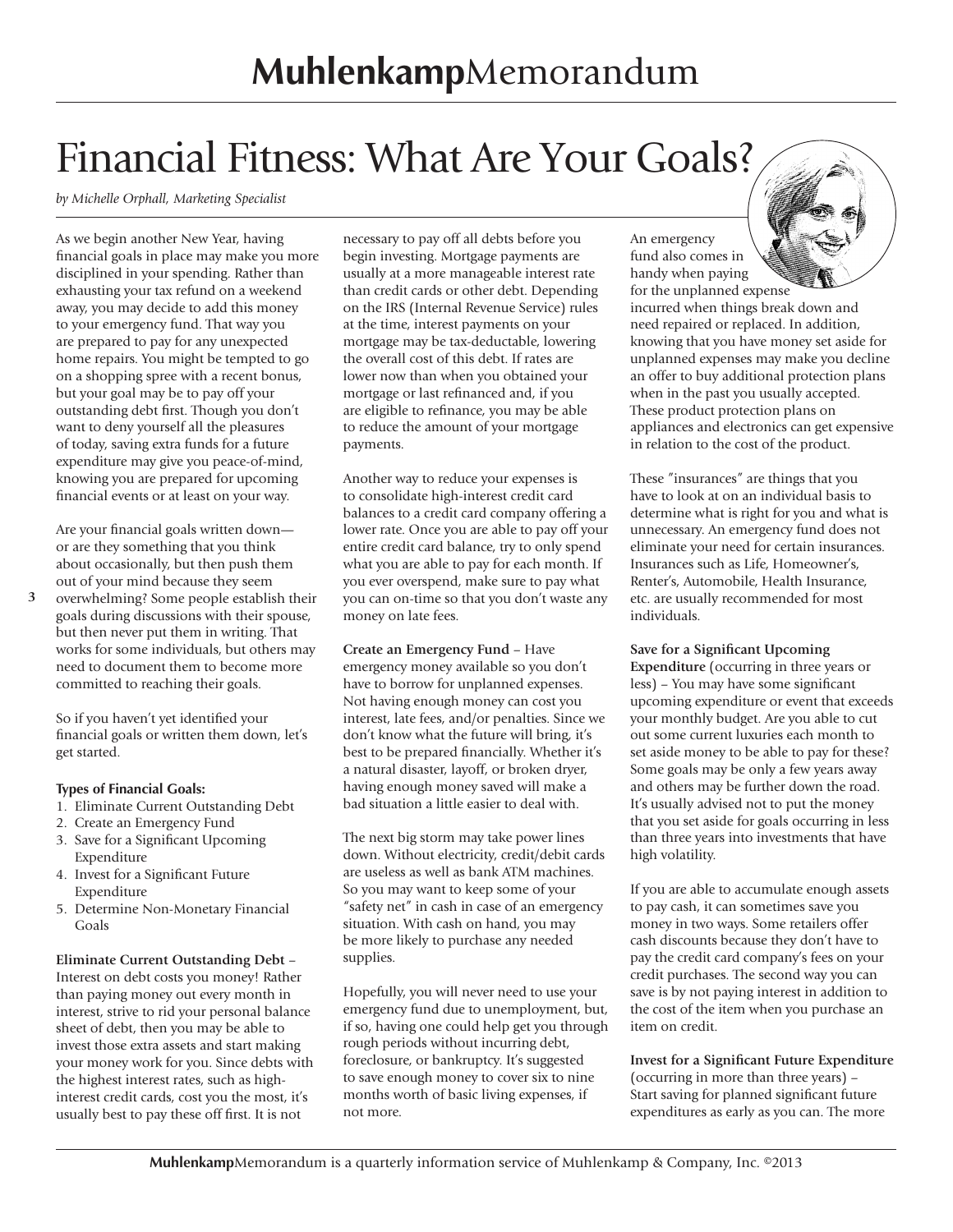# Financial Fitness: What Are Your Goals?

*by Michelle Orphall, Marketing Specialist*

As we begin another New Year, having financial goals in place may make you more disciplined in your spending. Rather than exhausting your tax refund on a weekend away, you may decide to add this money to your emergency fund. That way you are prepared to pay for any unexpected home repairs. You might be tempted to go on a shopping spree with a recent bonus, but your goal may be to pay off your outstanding debt first. Though you don't want to deny yourself all the pleasures of today, saving extra funds for a future expenditure may give you peace-of-mind, knowing you are prepared for upcoming financial events or at least on your way.

Are your financial goals written down— or are they something that you think about occasionally, but then push them out of your mind because they seem overwhelming? Some people establish their goals during discussions with their spouse, but then never put them in writing. That works for some individuals, but others may need to document them to become more committed to reaching their goals.

So if you haven't yet identified your financial goals or written them down, let's get started.

**Types of Financial Goals:**

1. Eliminate Current Outstanding Debt
2. Create an Emergency Fund
3. Save for a Significant Upcoming Expenditure
4. Invest for a Significant Future Expenditure
5. Determine Non-Monetary Financial Goals

**Eliminate Current Outstanding Debt** – Interest on debt costs you money! Rather than paying money out every month in interest, strive to rid your personal balance sheet of debt, then you may be able to invest those extra assets and start making your money work for you. Since debts with the highest interest rates, such as high-interest credit cards, cost you the most, it's usually best to pay these off first. It is not necessary to pay off all debts before you begin investing. Mortgage payments are usually at a more manageable interest rate than credit cards or other debt. Depending on the IRS (Internal Revenue Service) rules at the time, interest payments on your mortgage may be tax-deductable, lowering the overall cost of this debt. If rates are lower now than when you obtained your mortgage or last refinanced and, if you are eligible to refinance, you may be able to reduce the amount of your mortgage payments.

Another way to reduce your expenses is to consolidate high-interest credit card balances to a credit card company offering a lower rate. Once you are able to pay off your entire credit card balance, try to only spend what you are able to pay for each month. If you ever overspend, make sure to pay what you can on-time so that you don't waste any money on late fees.

**Create an Emergency Fund** – Have emergency money available so you don't have to borrow for unplanned expenses. Not having enough money can cost you interest, late fees, and/or penalties. Since we don't know what the future will bring, it's best to be prepared financially. Whether it's a natural disaster, layoff, or broken dryer, having enough money saved will make a bad situation a little easier to deal with.

The next big storm may take power lines down. Without electricity, credit/debit cards are useless as well as bank ATM machines. So you may want to keep some of your "safety net" in cash in case of an emergency situation. With cash on hand, you may be more likely to purchase any needed supplies.

Hopefully, you will never need to use your emergency fund due to unemployment, but, if so, having one could help get you through rough periods without incurring debt, foreclosure, or bankruptcy. It's suggested to save enough money to cover six to nine months worth of basic living expenses, if not more.

An emergency fund also comes in handy when paying for the unplanned expense incurred when things break down and need repaired or replaced. In addition, knowing that you have money set aside for unplanned expenses may make you decline an offer to buy additional protection plans when in the past you usually accepted. These product protection plans on appliances and electronics can get expensive in relation to the cost of the product.

These "insurances" are things that you have to look at on an individual basis to determine what is right for you and what is unnecessary. An emergency fund does not eliminate your need for certain insurances. Insurances such as Life, Homeowner's, Renter's, Automobile, Health Insurance, etc. are usually recommended for most individuals.

**Save for a Significant Upcoming Expenditure** (occurring in three years or less) – You may have some significant upcoming expenditure or event that exceeds your monthly budget. Are you able to cut out some current luxuries each month to set aside money to be able to pay for these? Some goals may be only a few years away and others may be further down the road. It's usually advised not to put the money that you set aside for goals occurring in less than three years into investments that have high volatility.

If you are able to accumulate enough assets to pay cash, it can sometimes save you money in two ways. Some retailers offer cash discounts because they don't have to pay the credit card company's fees on your credit purchases. The second way you can save is by not paying interest in addition to the cost of the item when you purchase an item on credit.

**Invest for a Significant Future Expenditure** (occurring in more than three years) – Start saving for planned significant future expenditures as early as you can. The more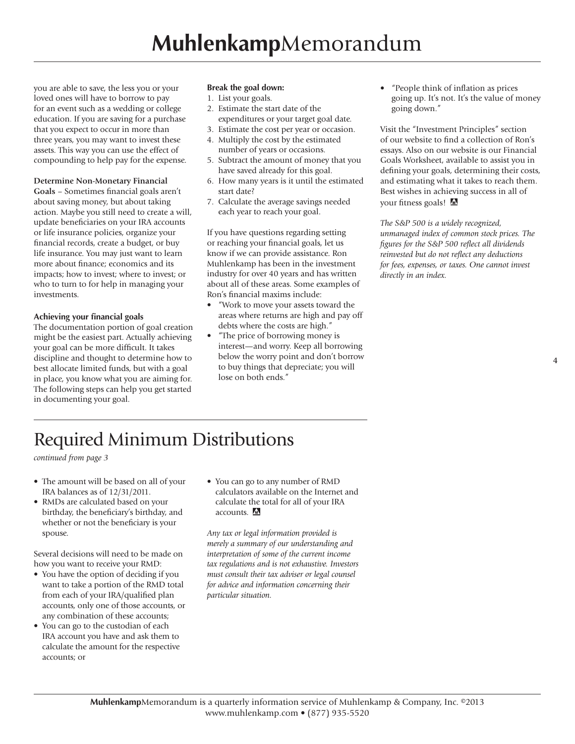you are able to save, the less you or your loved ones will have to borrow to pay for an event such as a wedding or college education. If you are saving for a purchase that you expect to occur in more than three years, you may want to invest these assets. This way you can use the effect of compounding to help pay for the expense.

**Determine Non-Monetary Financial Goals** – Sometimes financial goals aren't about saving money, but about taking action. Maybe you still need to create a will, update beneficiaries on your IRA accounts or life insurance policies, organize your financial records, create a budget, or buy life insurance. You may just want to learn more about finance; economics and its impacts; how to invest; where to invest; or who to turn to for help in managing your investments.

**Achieving your financial goals**

The documentation portion of goal creation might be the easiest part. Actually achieving your goal can be more difficult. It takes discipline and thought to determine how to best allocate limited funds, but with a goal in place, you know what you are aiming for. The following steps can help you get started in documenting your goal.

**Break the goal down:**

1. List your goals.
2. Estimate the start date of the expenditures or your target goal date.
3. Estimate the cost per year or occasion.
4. Multiply the cost by the estimated number of years or occasions.
5. Subtract the amount of money that you have saved already for this goal.
6. How many years is it until the estimated start date?
7. Calculate the average savings needed each year to reach your goal.

If you have questions regarding setting or reaching your financial goals, let us know if we can provide assistance. Ron Muhlenkamp has been in the investment industry for over 40 years and has written about all of these areas. Some examples of Ron's financial maxims include:

- "Work to move your assets toward the areas where returns are high and pay off debts where the costs are high."
- "The price of borrowing money is interest—and worry. Keep all borrowing below the worry point and don't borrow to buy things that depreciate; you will lose on both ends."
- "People think of inflation as prices going up. It's not. It's the value of money going down."

Visit the "Investment Principles" section of our website to find a collection of Ron's essays. Also on our website is our Financial Goals Worksheet, available to assist you in defining your goals, determining their costs, and estimating what it takes to reach them. Best wishes in achieving success in all of your fitness goals!

*The S&P 500 is a widely recognized, unmanaged index of common stock prices. The figures for the S&P 500 reflect all dividends reinvested but do not reflect any deductions for fees, expenses, or taxes. One cannot invest directly in an index.*

# Required Minimum Distributions

*continued from page 3*

- The amount will be based on all of your IRA balances as of 12/31/2011.
- RMDs are calculated based on your birthday, the beneficiary's birthday, and whether or not the beneficiary is your spouse.

Several decisions will need to be made on how you want to receive your RMD:

- You have the option of deciding if you want to take a portion of the RMD total from each of your IRA/qualified plan accounts, only one of those accounts, or any combination of these accounts;
- You can go to the custodian of each IRA account you have and ask them to calculate the amount for the respective accounts; or
- You can go to any number of RMD calculators available on the Internet and calculate the total for all of your IRA accounts.

*Any tax or legal information provided is merely a summary of our understanding and interpretation of some of the current income tax regulations and is not exhaustive. Investors must consult their tax adviser or legal counsel for advice and information concerning their particular situation.*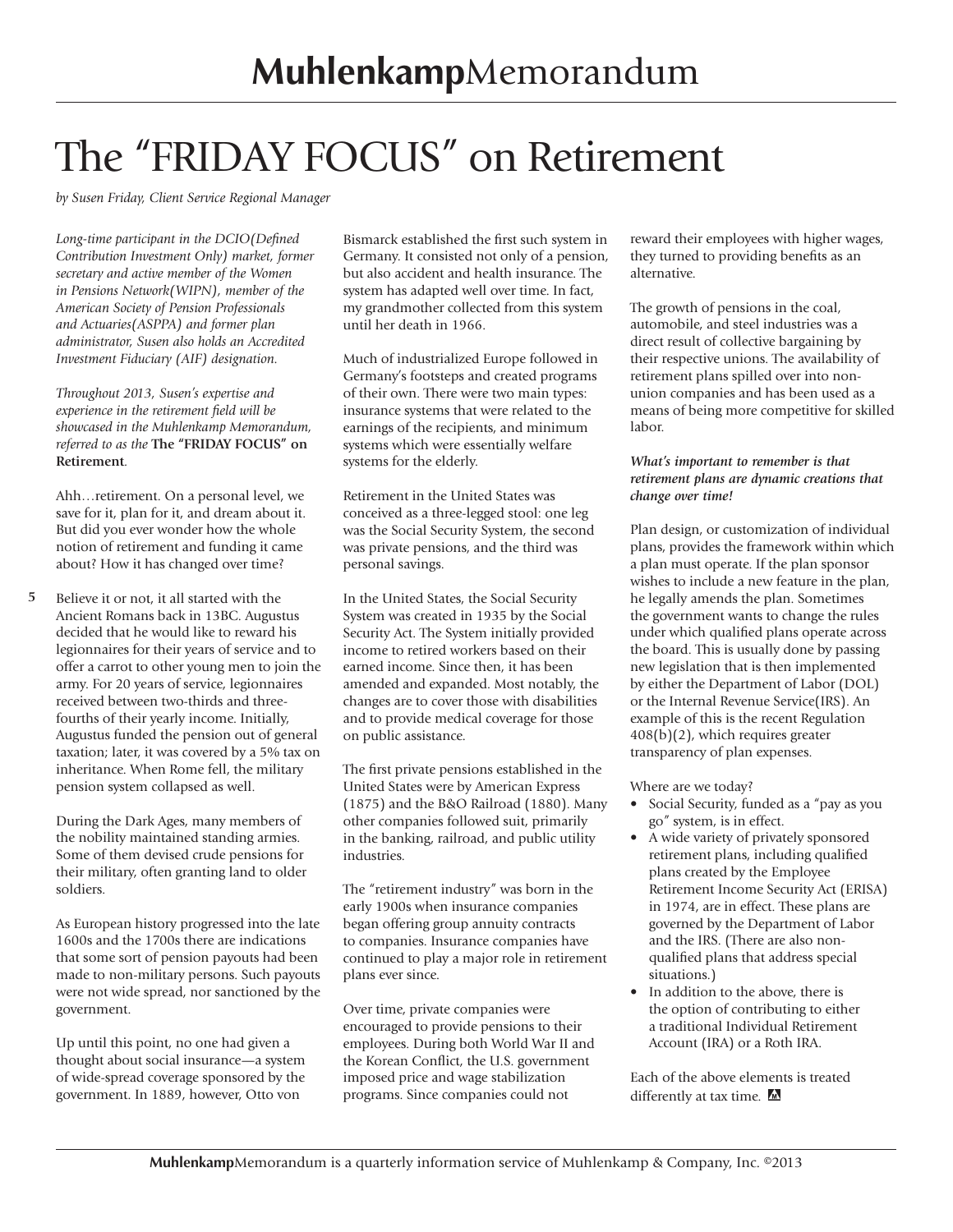# The "FRIDAY FOCUS" on Retirement

*by Susen Friday, Client Service Regional Manager*

*Long-time participant in the DCIO(Defined Contribution Investment Only) market, former secretary and active member of the Women in Pensions Network(WIPN), member of the American Society of Pension Professionals and Actuaries(ASPPA) and former plan administrator, Susen also holds an Accredited Investment Fiduciary (AIF) designation.*

*Throughout 2013, Susen's expertise and experience in the retirement field will be showcased in the Muhlenkamp Memorandum, referred to as the* **The "FRIDAY FOCUS" on Retirement**.

Ahh…retirement. On a personal level, we save for it, plan for it, and dream about it. But did you ever wonder how the whole notion of retirement and funding it came about? How it has changed over time?

Believe it or not, it all started with the Ancient Romans back in 13BC. Augustus decided that he would like to reward his legionnaires for their years of service and to offer a carrot to other young men to join the army. For 20 years of service, legionnaires received between two-thirds and three-fourths of their yearly income. Initially, Augustus funded the pension out of general taxation; later, it was covered by a 5% tax on inheritance. When Rome fell, the military pension system collapsed as well.

During the Dark Ages, many members of the nobility maintained standing armies. Some of them devised crude pensions for their military, often granting land to older soldiers.

As European history progressed into the late 1600s and the 1700s there are indications that some sort of pension payouts had been made to non-military persons. Such payouts were not wide spread, nor sanctioned by the government.

Up until this point, no one had given a thought about social insurance—a system of wide-spread coverage sponsored by the government. In 1889, however, Otto von Bismarck established the first such system in Germany. It consisted not only of a pension, but also accident and health insurance. The system has adapted well over time. In fact, my grandmother collected from this system until her death in 1966.

Much of industrialized Europe followed in Germany's footsteps and created programs of their own. There were two main types: insurance systems that were related to the earnings of the recipients, and minimum systems which were essentially welfare systems for the elderly.

Retirement in the United States was conceived as a three-legged stool: one leg was the Social Security System, the second was private pensions, and the third was personal savings.

In the United States, the Social Security System was created in 1935 by the Social Security Act. The System initially provided income to retired workers based on their earned income. Since then, it has been amended and expanded. Most notably, the changes are to cover those with disabilities and to provide medical coverage for those on public assistance.

The first private pensions established in the United States were by American Express (1875) and the B&O Railroad (1880). Many other companies followed suit, primarily in the banking, railroad, and public utility industries.

The "retirement industry" was born in the early 1900s when insurance companies began offering group annuity contracts to companies. Insurance companies have continued to play a major role in retirement plans ever since.

Over time, private companies were encouraged to provide pensions to their employees. During both World War II and the Korean Conflict, the U.S. government imposed price and wage stabilization programs. Since companies could not reward their employees with higher wages, they turned to providing benefits as an alternative.

The growth of pensions in the coal, automobile, and steel industries was a direct result of collective bargaining by their respective unions. The availability of retirement plans spilled over into non-union companies and has been used as a means of being more competitive for skilled labor.

***What's important to remember is that retirement plans are dynamic creations that change over time!***

Plan design, or customization of individual plans, provides the framework within which a plan must operate. If the plan sponsor wishes to include a new feature in the plan, he legally amends the plan. Sometimes the government wants to change the rules under which qualified plans operate across the board. This is usually done by passing new legislation that is then implemented by either the Department of Labor (DOL) or the Internal Revenue Service(IRS). An example of this is the recent Regulation 408(b)(2), which requires greater transparency of plan expenses.

Where are we today?

- Social Security, funded as a "pay as you go" system, is in effect.
- A wide variety of privately sponsored retirement plans, including qualified plans created by the Employee Retirement Income Security Act (ERISA) in 1974, are in effect. These plans are governed by the Department of Labor and the IRS. (There are also non-qualified plans that address special situations.)
- In addition to the above, there is the option of contributing to either a traditional Individual Retirement Account (IRA) or a Roth IRA.

Each of the above elements is treated differently at tax time.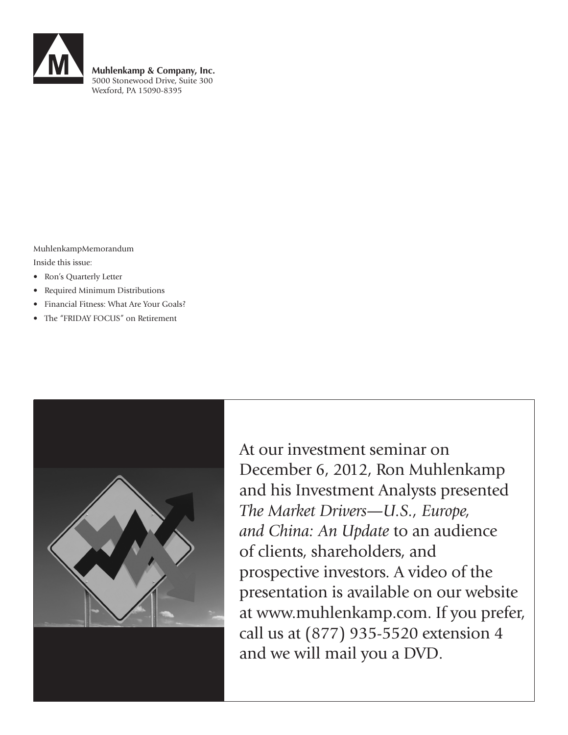**Muhlenkamp & Company, Inc.**
5000 Stonewood Drive, Suite 300
Wexford, PA 15090-8395

MuhlenkampMemorandum

Inside this issue:

- Ron's Quarterly Letter
- Required Minimum Distributions
- Financial Fitness: What Are Your Goals?
- The "FRIDAY FOCUS" on Retirement

At our investment seminar on December 6, 2012, Ron Muhlenkamp and his Investment Analysts presented *The Market Drivers—U.S., Europe, and China: An Update* to an audience of clients, shareholders, and prospective investors. A video of the presentation is available on our website at www.muhlenkamp.com. If you prefer, call us at (877) 935-5520 extension 4 and we will mail you a DVD.